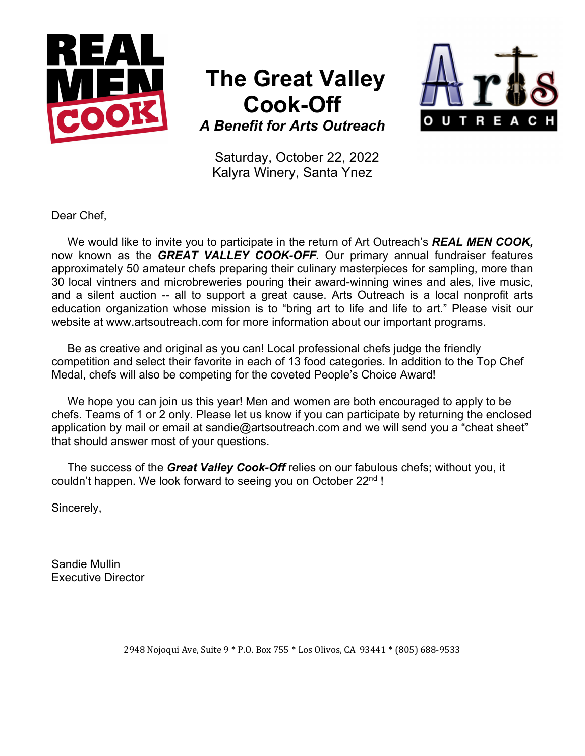# The Great Valley Cook-Off

***A Benefit for Arts Outreach***

Saturday, October 22, 2022
Kalyra Winery, Santa Ynez

Dear Chef,

We would like to invite you to participate in the return of Art Outreach's ***REAL MEN COOK,*** now known as the ***GREAT VALLEY COOK-OFF*****.** Our primary annual fundraiser features approximately 50 amateur chefs preparing their culinary masterpieces for sampling, more than 30 local vintners and microbreweries pouring their award-winning wines and ales, live music, and a silent auction -- all to support a great cause. Arts Outreach is a local nonprofit arts education organization whose mission is to "bring art to life and life to art." Please visit our website at www.artsoutreach.com for more information about our important programs.

Be as creative and original as you can! Local professional chefs judge the friendly competition and select their favorite in each of 13 food categories. In addition to the Top Chef Medal, chefs will also be competing for the coveted People's Choice Award!

We hope you can join us this year! Men and women are both encouraged to apply to be chefs. Teams of 1 or 2 only. Please let us know if you can participate by returning the enclosed application by mail or email at sandie@artsoutreach.com and we will send you a "cheat sheet" that should answer most of your questions.

The success of the ***Great Valley Cook-Off*** relies on our fabulous chefs; without you, it couldn't happen. We look forward to seeing you on October 22nd !

Sincerely,

Sandie Mullin
Executive Director

2948 Nojoqui Ave, Suite 9 * P.O. Box 755 * Los Olivos, CA 93441 * (805) 688-9533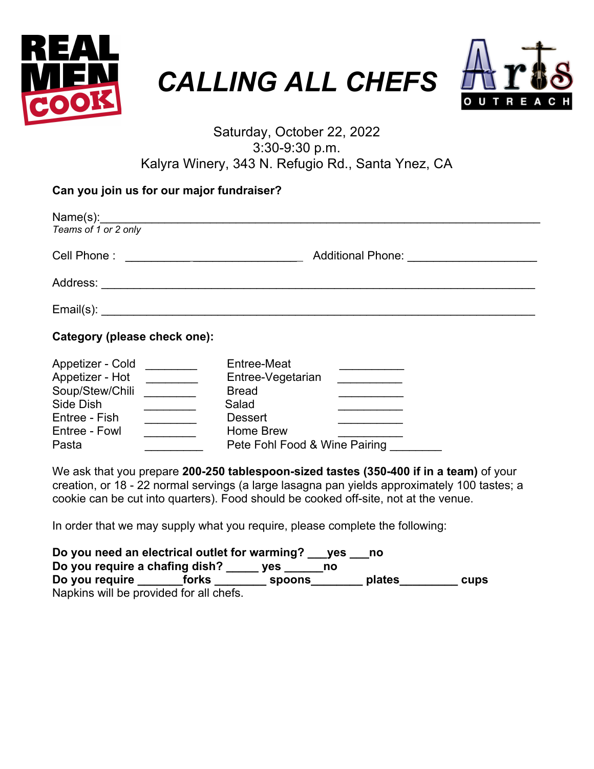REAL MEN COOK

# CALLING ALL CHEFS

Arts OUTREACH

Saturday, October 22, 2022
3:30-9:30 p.m.
Kalyra Winery, 343 N. Refugio Rd., Santa Ynez, CA

**Can you join us for our major fundraiser?**

Name(s):_______________________________________________________________
*Teams of 1 or 2 only*

Cell Phone : ___________________________ Additional Phone: ____________________

Address: _______________________________________________________________

Email(s): _______________________________________________________________

**Category (please check one):**

| | | | |
|---|---|---|---|
| Appetizer - Cold | ________ | Entree-Meat | __________ |
| Appetizer - Hot | ________ | Entree-Vegetarian | __________ |
| Soup/Stew/Chili | ________ | Bread | __________ |
| Side Dish | ________ | Salad | __________ |
| Entree - Fish | ________ | Dessert | __________ |
| Entree - Fowl | ________ | Home Brew | __________ |
| Pasta | _________ | Pete Fohl Food & Wine Pairing | ________ |

We ask that you prepare **200-250 tablespoon-sized tastes (350-400 if in a team)** of your creation, or 18 - 22 normal servings (a large lasagna pan yields approximately 100 tastes; a cookie can be cut into quarters). Food should be cooked off-site, not at the venue.

In order that we may supply what you require, please complete the following:

**Do you need an electrical outlet for warming? ___yes ___no**
**Do you require a chafing dish? _____ yes ______no**
**Do you require _______forks ________ spoons________ plates_________ cups**
Napkins will be provided for all chefs.